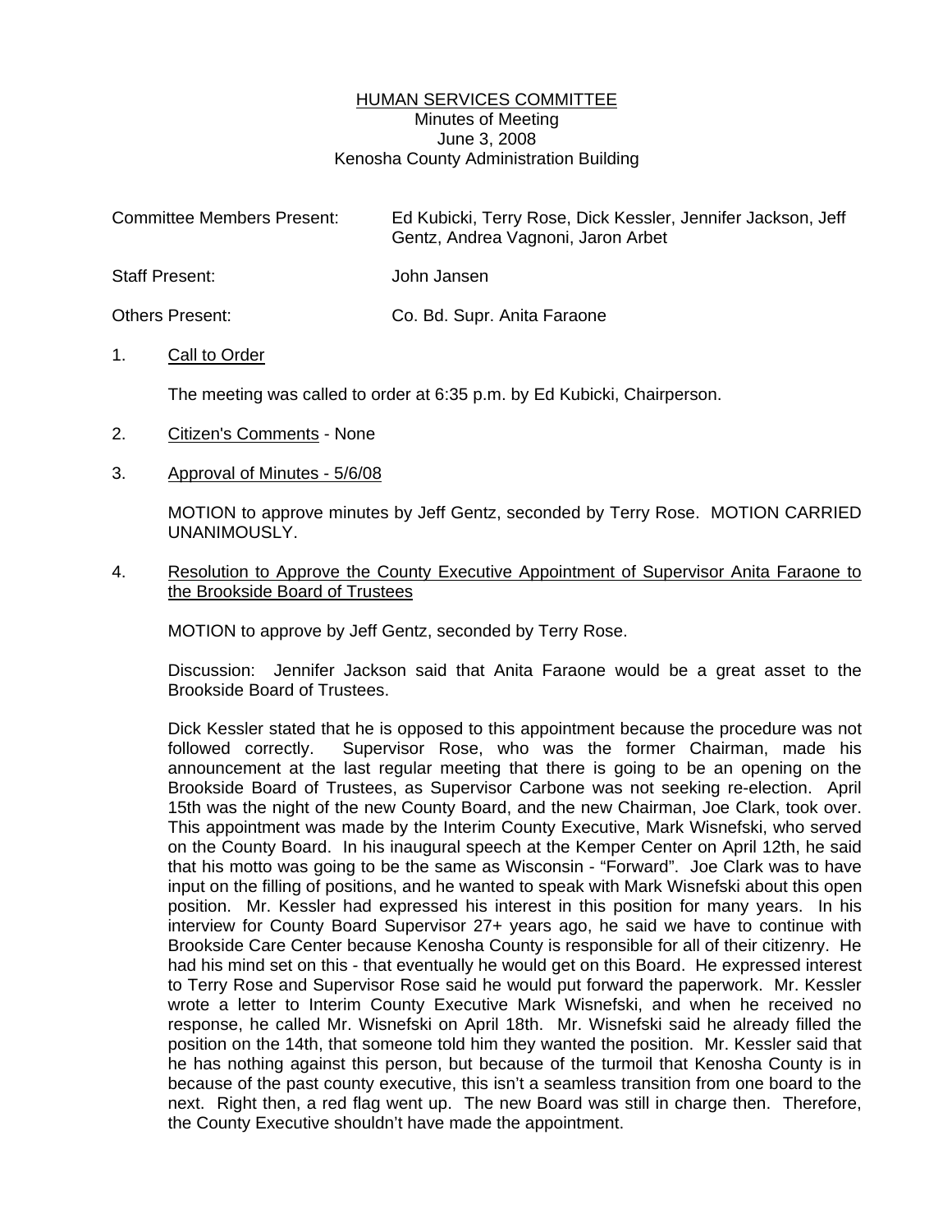# HUMAN SERVICES COMMITTEE

Minutes of Meeting
June 3, 2008
Kenosha County Administration Building

| | |
|---|---|
| Committee Members Present: | Ed Kubicki, Terry Rose, Dick Kessler, Jennifer Jackson, Jeff Gentz, Andrea Vagnoni, Jaron Arbet |
| Staff Present: | John Jansen |
| Others Present: | Co. Bd. Supr. Anita Faraone |

1. Call to Order

   The meeting was called to order at 6:35 p.m. by Ed Kubicki, Chairperson.

2. Citizen's Comments - None

3. Approval of Minutes - 5/6/08

   MOTION to approve minutes by Jeff Gentz, seconded by Terry Rose. MOTION CARRIED UNANIMOUSLY.

4. Resolution to Approve the County Executive Appointment of Supervisor Anita Faraone to the Brookside Board of Trustees

   MOTION to approve by Jeff Gentz, seconded by Terry Rose.

   Discussion: Jennifer Jackson said that Anita Faraone would be a great asset to the Brookside Board of Trustees.

   Dick Kessler stated that he is opposed to this appointment because the procedure was not followed correctly. Supervisor Rose, who was the former Chairman, made his announcement at the last regular meeting that there is going to be an opening on the Brookside Board of Trustees, as Supervisor Carbone was not seeking re-election. April 15th was the night of the new County Board, and the new Chairman, Joe Clark, took over. This appointment was made by the Interim County Executive, Mark Wisnefski, who served on the County Board. In his inaugural speech at the Kemper Center on April 12th, he said that his motto was going to be the same as Wisconsin - "Forward". Joe Clark was to have input on the filling of positions, and he wanted to speak with Mark Wisnefski about this open position. Mr. Kessler had expressed his interest in this position for many years. In his interview for County Board Supervisor 27+ years ago, he said we have to continue with Brookside Care Center because Kenosha County is responsible for all of their citizenry. He had his mind set on this - that eventually he would get on this Board. He expressed interest to Terry Rose and Supervisor Rose said he would put forward the paperwork. Mr. Kessler wrote a letter to Interim County Executive Mark Wisnefski, and when he received no response, he called Mr. Wisnefski on April 18th. Mr. Wisnefski said he already filled the position on the 14th, that someone told him they wanted the position. Mr. Kessler said that he has nothing against this person, but because of the turmoil that Kenosha County is in because of the past county executive, this isn't a seamless transition from one board to the next. Right then, a red flag went up. The new Board was still in charge then. Therefore, the County Executive shouldn't have made the appointment.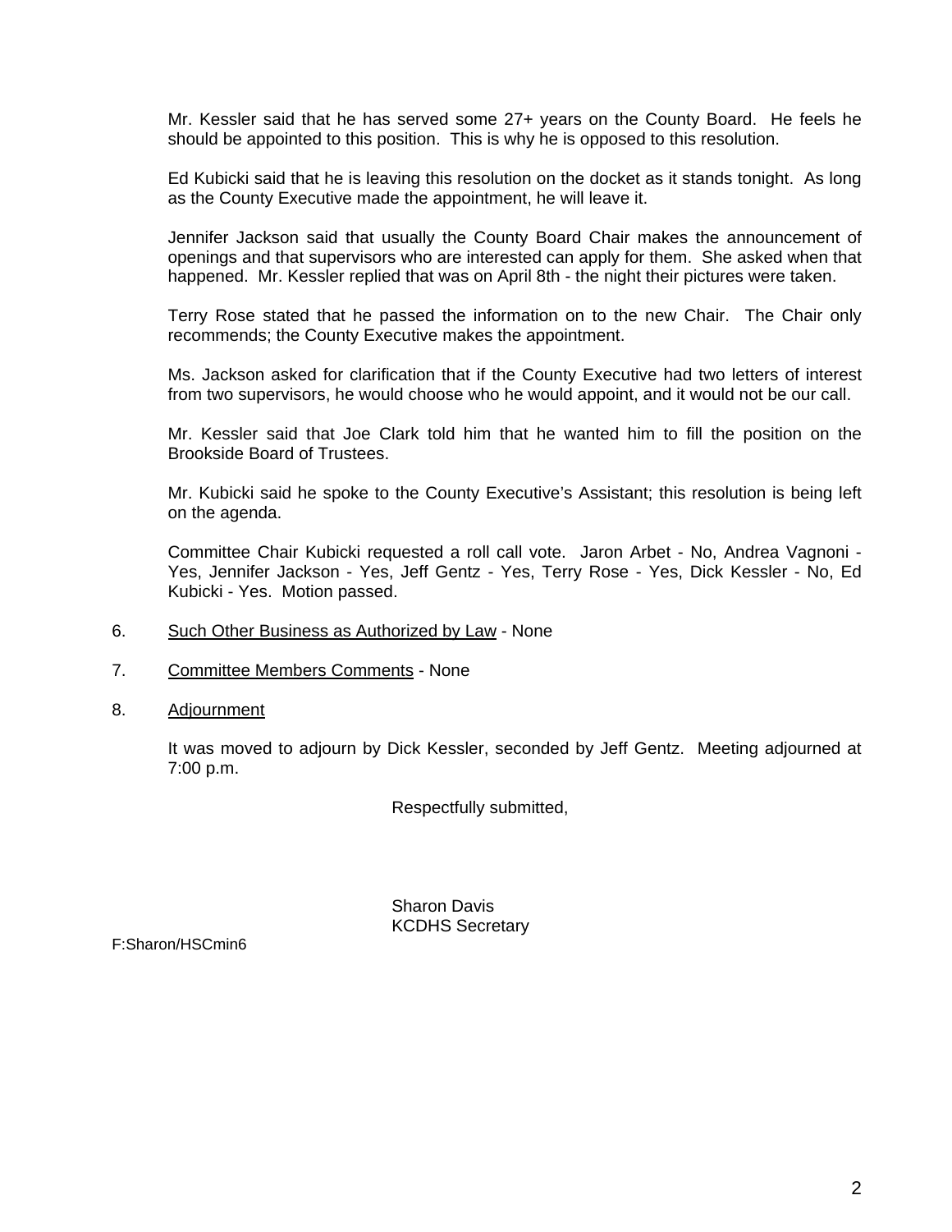Mr. Kessler said that he has served some 27+ years on the County Board. He feels he should be appointed to this position. This is why he is opposed to this resolution.

Ed Kubicki said that he is leaving this resolution on the docket as it stands tonight. As long as the County Executive made the appointment, he will leave it.

Jennifer Jackson said that usually the County Board Chair makes the announcement of openings and that supervisors who are interested can apply for them. She asked when that happened. Mr. Kessler replied that was on April 8th - the night their pictures were taken.

Terry Rose stated that he passed the information on to the new Chair. The Chair only recommends; the County Executive makes the appointment.

Ms. Jackson asked for clarification that if the County Executive had two letters of interest from two supervisors, he would choose who he would appoint, and it would not be our call.

Mr. Kessler said that Joe Clark told him that he wanted him to fill the position on the Brookside Board of Trustees.

Mr. Kubicki said he spoke to the County Executive's Assistant; this resolution is being left on the agenda.

Committee Chair Kubicki requested a roll call vote. Jaron Arbet - No, Andrea Vagnoni - Yes, Jennifer Jackson - Yes, Jeff Gentz - Yes, Terry Rose - Yes, Dick Kessler - No, Ed Kubicki - Yes. Motion passed.

6. Such Other Business as Authorized by Law - None

7. Committee Members Comments - None

8. Adjournment

   It was moved to adjourn by Dick Kessler, seconded by Jeff Gentz. Meeting adjourned at 7:00 p.m.

Respectfully submitted,

Sharon Davis
KCDHS Secretary

F:Sharon/HSCmin6